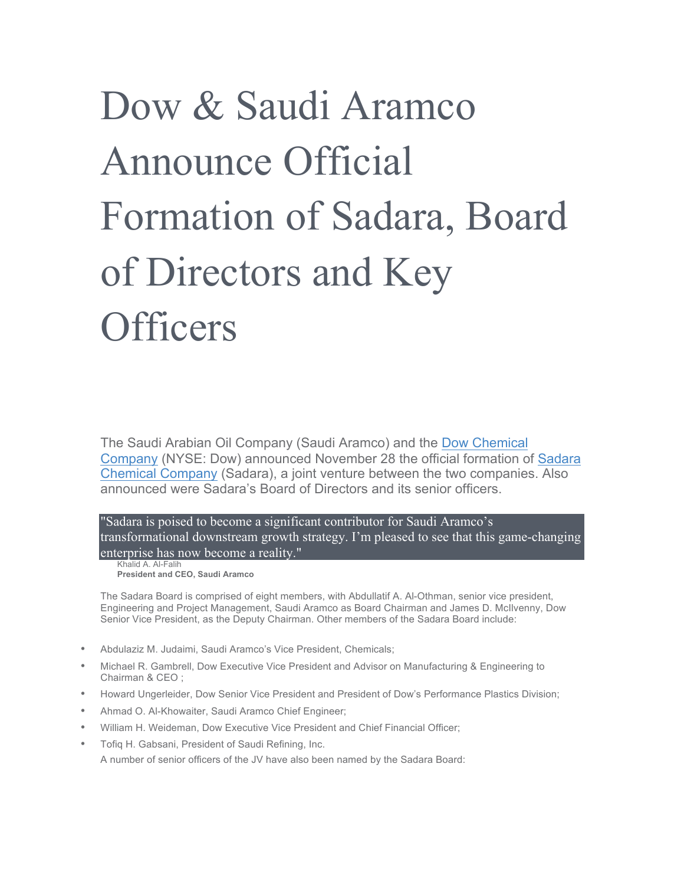# Dow & Saudi Aramco Announce Official Formation of Sadara, Board of Directors and Key Officers

The Saudi Arabian Oil Company (Saudi Aramco) and the Dow Chemical Company (NYSE: Dow) announced November 28 the official formation of Sadara Chemical Company (Sadara), a joint venture between the two companies. Also announced were Sadara's Board of Directors and its senior officers.

> "Sadara is poised to become a significant contributor for Saudi Aramco's transformational downstream growth strategy. I'm pleased to see that this game-changing enterprise has now become a reality."
>
> Khalid A. Al-Falih
> **President and CEO, Saudi Aramco**

The Sadara Board is comprised of eight members, with Abdullatif A. Al-Othman, senior vice president, Engineering and Project Management, Saudi Aramco as Board Chairman and James D. McIlvenny, Dow Senior Vice President, as the Deputy Chairman. Other members of the Sadara Board include:

- Abdulaziz M. Judaimi, Saudi Aramco's Vice President, Chemicals;
- Michael R. Gambrell, Dow Executive Vice President and Advisor on Manufacturing & Engineering to Chairman & CEO ;
- Howard Ungerleider, Dow Senior Vice President and President of Dow's Performance Plastics Division;
- Ahmad O. Al-Khowaiter, Saudi Aramco Chief Engineer;
- William H. Weideman, Dow Executive Vice President and Chief Financial Officer;
- Tofiq H. Gabsani, President of Saudi Refining, Inc.

A number of senior officers of the JV have also been named by the Sadara Board: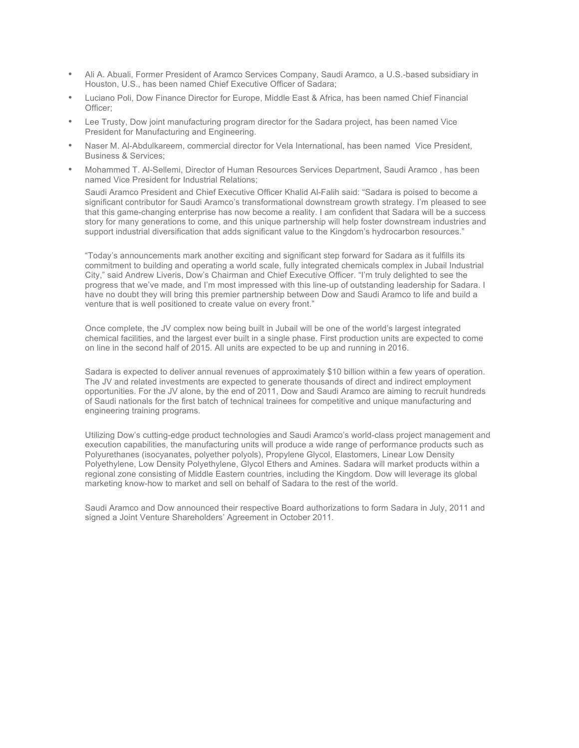- Ali A. Abuali, Former President of Aramco Services Company, Saudi Aramco, a U.S.-based subsidiary in Houston, U.S., has been named Chief Executive Officer of Sadara;
- Luciano Poli, Dow Finance Director for Europe, Middle East & Africa, has been named Chief Financial Officer;
- Lee Trusty, Dow joint manufacturing program director for the Sadara project, has been named Vice President for Manufacturing and Engineering.
- Naser M. Al-Abdulkareem, commercial director for Vela International, has been named Vice President, Business & Services;
- Mohammed T. Al-Sellemi, Director of Human Resources Services Department, Saudi Aramco , has been named Vice President for Industrial Relations;

Saudi Aramco President and Chief Executive Officer Khalid Al-Falih said: "Sadara is poised to become a significant contributor for Saudi Aramco's transformational downstream growth strategy. I'm pleased to see that this game-changing enterprise has now become a reality. I am confident that Sadara will be a success story for many generations to come, and this unique partnership will help foster downstream industries and support industrial diversification that adds significant value to the Kingdom's hydrocarbon resources."

"Today's announcements mark another exciting and significant step forward for Sadara as it fulfills its commitment to building and operating a world scale, fully integrated chemicals complex in Jubail Industrial City," said Andrew Liveris, Dow's Chairman and Chief Executive Officer. "I'm truly delighted to see the progress that we've made, and I'm most impressed with this line-up of outstanding leadership for Sadara. I have no doubt they will bring this premier partnership between Dow and Saudi Aramco to life and build a venture that is well positioned to create value on every front."

Once complete, the JV complex now being built in Jubail will be one of the world's largest integrated chemical facilities, and the largest ever built in a single phase. First production units are expected to come on line in the second half of 2015. All units are expected to be up and running in 2016.

Sadara is expected to deliver annual revenues of approximately $10 billion within a few years of operation. The JV and related investments are expected to generate thousands of direct and indirect employment opportunities. For the JV alone, by the end of 2011, Dow and Saudi Aramco are aiming to recruit hundreds of Saudi nationals for the first batch of technical trainees for competitive and unique manufacturing and engineering training programs.

Utilizing Dow's cutting-edge product technologies and Saudi Aramco's world-class project management and execution capabilities, the manufacturing units will produce a wide range of performance products such as Polyurethanes (isocyanates, polyether polyols), Propylene Glycol, Elastomers, Linear Low Density Polyethylene, Low Density Polyethylene, Glycol Ethers and Amines. Sadara will market products within a regional zone consisting of Middle Eastern countries, including the Kingdom. Dow will leverage its global marketing know-how to market and sell on behalf of Sadara to the rest of the world.

Saudi Aramco and Dow announced their respective Board authorizations to form Sadara in July, 2011 and signed a Joint Venture Shareholders' Agreement in October 2011.